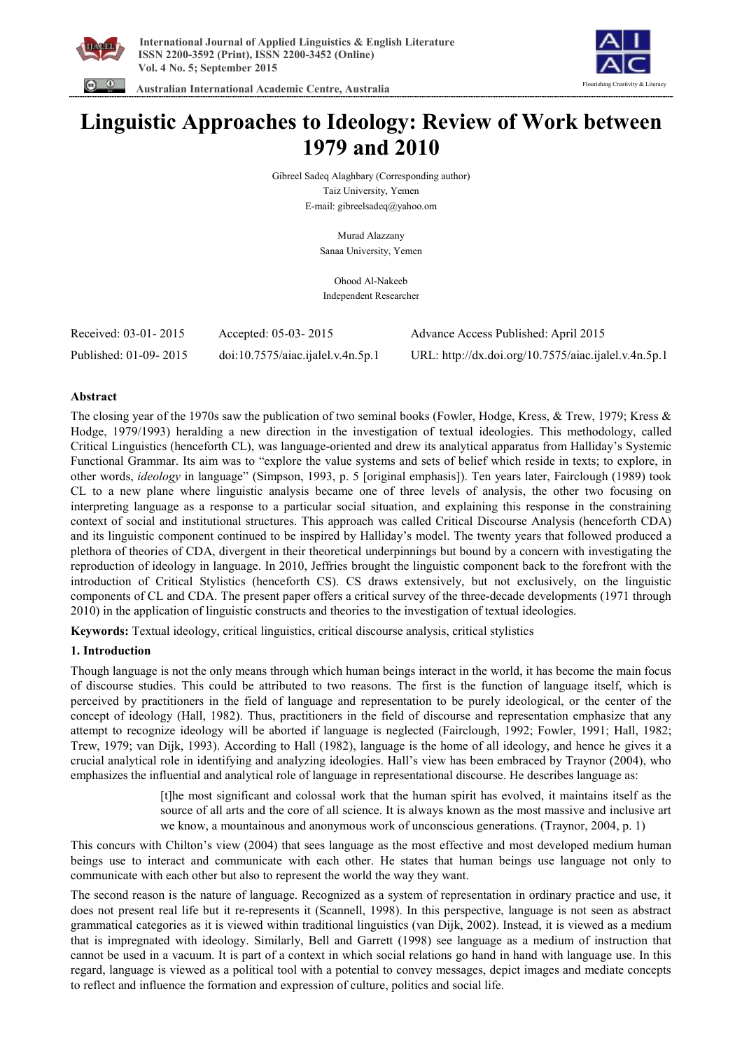# Linguistic Approaches to Ideology: Review of Work between 1979 and 2010

Gibreel Sadeq Alaghbary (Corresponding author)
Taiz University, Yemen
E-mail: gibreelsadeq@yahoo.om

Murad Alazzany
Sanaa University, Yemen

Ohood Al-Nakeeb
Independent Researcher

| Received: 03-01- 2015 | Accepted: 05-03- 2015 | Advance Access Published: April 2015 |
|---|---|---|
| Published: 01-09- 2015 | doi:10.7575/aiac.ijalel.v.4n.5p.1 | URL: http://dx.doi.org/10.7575/aiac.ijalel.v.4n.5p.1 |

## Abstract

The closing year of the 1970s saw the publication of two seminal books (Fowler, Hodge, Kress, & Trew, 1979; Kress & Hodge, 1979/1993) heralding a new direction in the investigation of textual ideologies. This methodology, called Critical Linguistics (henceforth CL), was language-oriented and drew its analytical apparatus from Halliday's Systemic Functional Grammar. Its aim was to "explore the value systems and sets of belief which reside in texts; to explore, in other words, *ideology* in language" (Simpson, 1993, p. 5 [original emphasis]). Ten years later, Fairclough (1989) took CL to a new plane where linguistic analysis became one of three levels of analysis, the other two focusing on interpreting language as a response to a particular social situation, and explaining this response in the constraining context of social and institutional structures. This approach was called Critical Discourse Analysis (henceforth CDA) and its linguistic component continued to be inspired by Halliday's model. The twenty years that followed produced a plethora of theories of CDA, divergent in their theoretical underpinnings but bound by a concern with investigating the reproduction of ideology in language. In 2010, Jeffries brought the linguistic component back to the forefront with the introduction of Critical Stylistics (henceforth CS). CS draws extensively, but not exclusively, on the linguistic components of CL and CDA. The present paper offers a critical survey of the three-decade developments (1971 through 2010) in the application of linguistic constructs and theories to the investigation of textual ideologies.

**Keywords:** Textual ideology, critical linguistics, critical discourse analysis, critical stylistics

## 1. Introduction

Though language is not the only means through which human beings interact in the world, it has become the main focus of discourse studies. This could be attributed to two reasons. The first is the function of language itself, which is perceived by practitioners in the field of language and representation to be purely ideological, or the center of the concept of ideology (Hall, 1982). Thus, practitioners in the field of discourse and representation emphasize that any attempt to recognize ideology will be aborted if language is neglected (Fairclough, 1992; Fowler, 1991; Hall, 1982; Trew, 1979; van Dijk, 1993). According to Hall (1982), language is the home of all ideology, and hence he gives it a crucial analytical role in identifying and analyzing ideologies. Hall's view has been embraced by Traynor (2004), who emphasizes the influential and analytical role of language in representational discourse. He describes language as:

> [t]he most significant and colossal work that the human spirit has evolved, it maintains itself as the source of all arts and the core of all science. It is always known as the most massive and inclusive art we know, a mountainous and anonymous work of unconscious generations. (Traynor, 2004, p. 1)

This concurs with Chilton's view (2004) that sees language as the most effective and most developed medium human beings use to interact and communicate with each other. He states that human beings use language not only to communicate with each other but also to represent the world the way they want.

The second reason is the nature of language. Recognized as a system of representation in ordinary practice and use, it does not present real life but it re-represents it (Scannell, 1998). In this perspective, language is not seen as abstract grammatical categories as it is viewed within traditional linguistics (van Dijk, 2002). Instead, it is viewed as a medium that is impregnated with ideology. Similarly, Bell and Garrett (1998) see language as a medium of instruction that cannot be used in a vacuum. It is part of a context in which social relations go hand in hand with language use. In this regard, language is viewed as a political tool with a potential to convey messages, depict images and mediate concepts to reflect and influence the formation and expression of culture, politics and social life.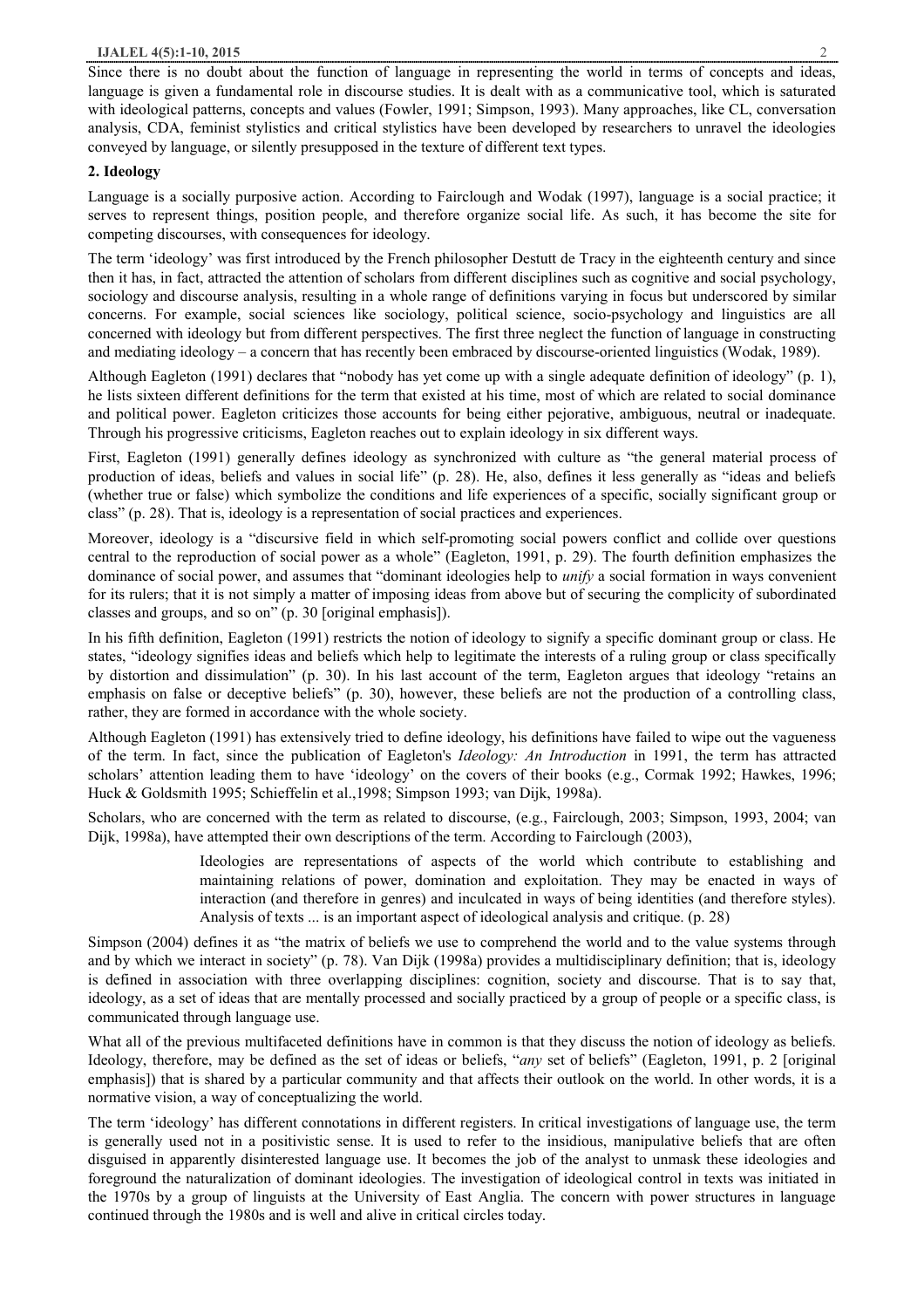Since there is no doubt about the function of language in representing the world in terms of concepts and ideas, language is given a fundamental role in discourse studies. It is dealt with as a communicative tool, which is saturated with ideological patterns, concepts and values (Fowler, 1991; Simpson, 1993). Many approaches, like CL, conversation analysis, CDA, feminist stylistics and critical stylistics have been developed by researchers to unravel the ideologies conveyed by language, or silently presupposed in the texture of different text types.

## 2. Ideology

Language is a socially purposive action. According to Fairclough and Wodak (1997), language is a social practice; it serves to represent things, position people, and therefore organize social life. As such, it has become the site for competing discourses, with consequences for ideology.

The term 'ideology' was first introduced by the French philosopher Destutt de Tracy in the eighteenth century and since then it has, in fact, attracted the attention of scholars from different disciplines such as cognitive and social psychology, sociology and discourse analysis, resulting in a whole range of definitions varying in focus but underscored by similar concerns. For example, social sciences like sociology, political science, socio-psychology and linguistics are all concerned with ideology but from different perspectives. The first three neglect the function of language in constructing and mediating ideology – a concern that has recently been embraced by discourse-oriented linguistics (Wodak, 1989).

Although Eagleton (1991) declares that "nobody has yet come up with a single adequate definition of ideology" (p. 1), he lists sixteen different definitions for the term that existed at his time, most of which are related to social dominance and political power. Eagleton criticizes those accounts for being either pejorative, ambiguous, neutral or inadequate. Through his progressive criticisms, Eagleton reaches out to explain ideology in six different ways.

First, Eagleton (1991) generally defines ideology as synchronized with culture as "the general material process of production of ideas, beliefs and values in social life" (p. 28). He, also, defines it less generally as "ideas and beliefs (whether true or false) which symbolize the conditions and life experiences of a specific, socially significant group or class" (p. 28). That is, ideology is a representation of social practices and experiences.

Moreover, ideology is a "discursive field in which self-promoting social powers conflict and collide over questions central to the reproduction of social power as a whole" (Eagleton, 1991, p. 29). The fourth definition emphasizes the dominance of social power, and assumes that "dominant ideologies help to *unify* a social formation in ways convenient for its rulers; that it is not simply a matter of imposing ideas from above but of securing the complicity of subordinated classes and groups, and so on" (p. 30 [original emphasis]).

In his fifth definition, Eagleton (1991) restricts the notion of ideology to signify a specific dominant group or class. He states, "ideology signifies ideas and beliefs which help to legitimate the interests of a ruling group or class specifically by distortion and dissimulation" (p. 30). In his last account of the term, Eagleton argues that ideology "retains an emphasis on false or deceptive beliefs" (p. 30), however, these beliefs are not the production of a controlling class, rather, they are formed in accordance with the whole society.

Although Eagleton (1991) has extensively tried to define ideology, his definitions have failed to wipe out the vagueness of the term. In fact, since the publication of Eagleton's *Ideology: An Introduction* in 1991, the term has attracted scholars' attention leading them to have 'ideology' on the covers of their books (e.g., Cormak 1992; Hawkes, 1996; Huck & Goldsmith 1995; Schieffelin et al.,1998; Simpson 1993; van Dijk, 1998a).

Scholars, who are concerned with the term as related to discourse, (e.g., Fairclough, 2003; Simpson, 1993, 2004; van Dijk, 1998a), have attempted their own descriptions of the term. According to Fairclough (2003),

> Ideologies are representations of aspects of the world which contribute to establishing and maintaining relations of power, domination and exploitation. They may be enacted in ways of interaction (and therefore in genres) and inculcated in ways of being identities (and therefore styles). Analysis of texts ... is an important aspect of ideological analysis and critique. (p. 28)

Simpson (2004) defines it as "the matrix of beliefs we use to comprehend the world and to the value systems through and by which we interact in society" (p. 78). Van Dijk (1998a) provides a multidisciplinary definition; that is, ideology is defined in association with three overlapping disciplines: cognition, society and discourse. That is to say that, ideology, as a set of ideas that are mentally processed and socially practiced by a group of people or a specific class, is communicated through language use.

What all of the previous multifaceted definitions have in common is that they discuss the notion of ideology as beliefs. Ideology, therefore, may be defined as the set of ideas or beliefs, "*any* set of beliefs" (Eagleton, 1991, p. 2 [original emphasis]) that is shared by a particular community and that affects their outlook on the world. In other words, it is a normative vision, a way of conceptualizing the world.

The term 'ideology' has different connotations in different registers. In critical investigations of language use, the term is generally used not in a positivistic sense. It is used to refer to the insidious, manipulative beliefs that are often disguised in apparently disinterested language use. It becomes the job of the analyst to unmask these ideologies and foreground the naturalization of dominant ideologies. The investigation of ideological control in texts was initiated in the 1970s by a group of linguists at the University of East Anglia. The concern with power structures in language continued through the 1980s and is well and alive in critical circles today.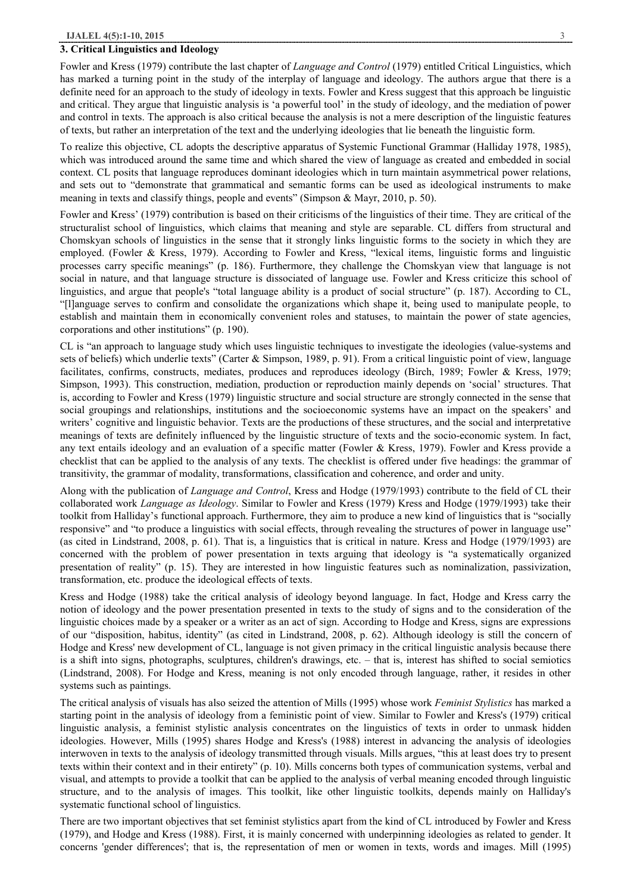## 3. Critical Linguistics and Ideology

Fowler and Kress (1979) contribute the last chapter of *Language and Control* (1979) entitled Critical Linguistics, which has marked a turning point in the study of the interplay of language and ideology. The authors argue that there is a definite need for an approach to the study of ideology in texts. Fowler and Kress suggest that this approach be linguistic and critical. They argue that linguistic analysis is 'a powerful tool' in the study of ideology, and the mediation of power and control in texts. The approach is also critical because the analysis is not a mere description of the linguistic features of texts, but rather an interpretation of the text and the underlying ideologies that lie beneath the linguistic form.

To realize this objective, CL adopts the descriptive apparatus of Systemic Functional Grammar (Halliday 1978, 1985), which was introduced around the same time and which shared the view of language as created and embedded in social context. CL posits that language reproduces dominant ideologies which in turn maintain asymmetrical power relations, and sets out to "demonstrate that grammatical and semantic forms can be used as ideological instruments to make meaning in texts and classify things, people and events" (Simpson & Mayr, 2010, p. 50).

Fowler and Kress' (1979) contribution is based on their criticisms of the linguistics of their time. They are critical of the structuralist school of linguistics, which claims that meaning and style are separable. CL differs from structural and Chomskyan schools of linguistics in the sense that it strongly links linguistic forms to the society in which they are employed. (Fowler & Kress, 1979). According to Fowler and Kress, "lexical items, linguistic forms and linguistic processes carry specific meanings" (p. 186). Furthermore, they challenge the Chomskyan view that language is not social in nature, and that language structure is dissociated of language use. Fowler and Kress criticize this school of linguistics, and argue that people's "total language ability is a product of social structure" (p. 187). According to CL, "[l]anguage serves to confirm and consolidate the organizations which shape it, being used to manipulate people, to establish and maintain them in economically convenient roles and statuses, to maintain the power of state agencies, corporations and other institutions" (p. 190).

CL is "an approach to language study which uses linguistic techniques to investigate the ideologies (value-systems and sets of beliefs) which underlie texts" (Carter & Simpson, 1989, p. 91). From a critical linguistic point of view, language facilitates, confirms, constructs, mediates, produces and reproduces ideology (Birch, 1989; Fowler & Kress, 1979; Simpson, 1993). This construction, mediation, production or reproduction mainly depends on 'social' structures. That is, according to Fowler and Kress (1979) linguistic structure and social structure are strongly connected in the sense that social groupings and relationships, institutions and the socioeconomic systems have an impact on the speakers' and writers' cognitive and linguistic behavior. Texts are the productions of these structures, and the social and interpretative meanings of texts are definitely influenced by the linguistic structure of texts and the socio-economic system. In fact, any text entails ideology and an evaluation of a specific matter (Fowler & Kress, 1979). Fowler and Kress provide a checklist that can be applied to the analysis of any texts. The checklist is offered under five headings: the grammar of transitivity, the grammar of modality, transformations, classification and coherence, and order and unity.

Along with the publication of *Language and Control*, Kress and Hodge (1979/1993) contribute to the field of CL their collaborated work *Language as Ideology*. Similar to Fowler and Kress (1979) Kress and Hodge (1979/1993) take their toolkit from Halliday's functional approach. Furthermore, they aim to produce a new kind of linguistics that is "socially responsive" and "to produce a linguistics with social effects, through revealing the structures of power in language use" (as cited in Lindstrand, 2008, p. 61). That is, a linguistics that is critical in nature. Kress and Hodge (1979/1993) are concerned with the problem of power presentation in texts arguing that ideology is "a systematically organized presentation of reality" (p. 15). They are interested in how linguistic features such as nominalization, passivization, transformation, etc. produce the ideological effects of texts.

Kress and Hodge (1988) take the critical analysis of ideology beyond language. In fact, Hodge and Kress carry the notion of ideology and the power presentation presented in texts to the study of signs and to the consideration of the linguistic choices made by a speaker or a writer as an act of sign. According to Hodge and Kress, signs are expressions of our "disposition, habitus, identity" (as cited in Lindstrand, 2008, p. 62). Although ideology is still the concern of Hodge and Kress' new development of CL, language is not given primacy in the critical linguistic analysis because there is a shift into signs, photographs, sculptures, children's drawings, etc. – that is, interest has shifted to social semiotics (Lindstrand, 2008). For Hodge and Kress, meaning is not only encoded through language, rather, it resides in other systems such as paintings.

The critical analysis of visuals has also seized the attention of Mills (1995) whose work *Feminist Stylistics* has marked a starting point in the analysis of ideology from a feministic point of view. Similar to Fowler and Kress's (1979) critical linguistic analysis, a feminist stylistic analysis concentrates on the linguistics of texts in order to unmask hidden ideologies. However, Mills (1995) shares Hodge and Kress's (1988) interest in advancing the analysis of ideologies interwoven in texts to the analysis of ideology transmitted through visuals. Mills argues, "this at least does try to present texts within their context and in their entirety" (p. 10). Mills concerns both types of communication systems, verbal and visual, and attempts to provide a toolkit that can be applied to the analysis of verbal meaning encoded through linguistic structure, and to the analysis of images. This toolkit, like other linguistic toolkits, depends mainly on Halliday's systematic functional school of linguistics.

There are two important objectives that set feminist stylistics apart from the kind of CL introduced by Fowler and Kress (1979), and Hodge and Kress (1988). First, it is mainly concerned with underpinning ideologies as related to gender. It concerns 'gender differences'; that is, the representation of men or women in texts, words and images. Mill (1995)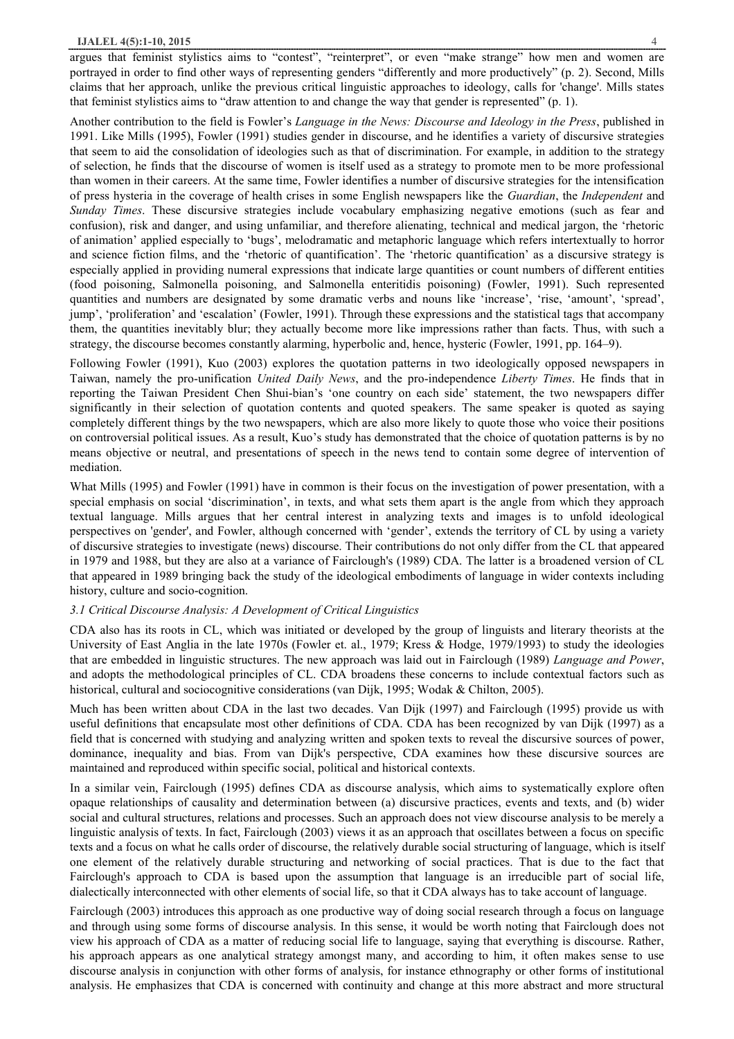argues that feminist stylistics aims to "contest", "reinterpret", or even "make strange" how men and women are portrayed in order to find other ways of representing genders "differently and more productively" (p. 2). Second, Mills claims that her approach, unlike the previous critical linguistic approaches to ideology, calls for 'change'. Mills states that feminist stylistics aims to "draw attention to and change the way that gender is represented" (p. 1).

Another contribution to the field is Fowler's *Language in the News: Discourse and Ideology in the Press*, published in 1991. Like Mills (1995), Fowler (1991) studies gender in discourse, and he identifies a variety of discursive strategies that seem to aid the consolidation of ideologies such as that of discrimination. For example, in addition to the strategy of selection, he finds that the discourse of women is itself used as a strategy to promote men to be more professional than women in their careers. At the same time, Fowler identifies a number of discursive strategies for the intensification of press hysteria in the coverage of health crises in some English newspapers like the *Guardian*, the *Independent* and *Sunday Times*. These discursive strategies include vocabulary emphasizing negative emotions (such as fear and confusion), risk and danger, and using unfamiliar, and therefore alienating, technical and medical jargon, the 'rhetoric of animation' applied especially to 'bugs', melodramatic and metaphoric language which refers intertextually to horror and science fiction films, and the 'rhetoric of quantification'. The 'rhetoric quantification' as a discursive strategy is especially applied in providing numeral expressions that indicate large quantities or count numbers of different entities (food poisoning, Salmonella poisoning, and Salmonella enteritidis poisoning) (Fowler, 1991). Such represented quantities and numbers are designated by some dramatic verbs and nouns like 'increase', 'rise, 'amount', 'spread', jump', 'proliferation' and 'escalation' (Fowler, 1991). Through these expressions and the statistical tags that accompany them, the quantities inevitably blur; they actually become more like impressions rather than facts. Thus, with such a strategy, the discourse becomes constantly alarming, hyperbolic and, hence, hysteric (Fowler, 1991, pp. 164–9).

Following Fowler (1991), Kuo (2003) explores the quotation patterns in two ideologically opposed newspapers in Taiwan, namely the pro-unification *United Daily News*, and the pro-independence *Liberty Times*. He finds that in reporting the Taiwan President Chen Shui-bian's 'one country on each side' statement, the two newspapers differ significantly in their selection of quotation contents and quoted speakers. The same speaker is quoted as saying completely different things by the two newspapers, which are also more likely to quote those who voice their positions on controversial political issues. As a result, Kuo's study has demonstrated that the choice of quotation patterns is by no means objective or neutral, and presentations of speech in the news tend to contain some degree of intervention of mediation.

What Mills (1995) and Fowler (1991) have in common is their focus on the investigation of power presentation, with a special emphasis on social 'discrimination', in texts, and what sets them apart is the angle from which they approach textual language. Mills argues that her central interest in analyzing texts and images is to unfold ideological perspectives on 'gender', and Fowler, although concerned with 'gender', extends the territory of CL by using a variety of discursive strategies to investigate (news) discourse. Their contributions do not only differ from the CL that appeared in 1979 and 1988, but they are also at a variance of Fairclough's (1989) CDA. The latter is a broadened version of CL that appeared in 1989 bringing back the study of the ideological embodiments of language in wider contexts including history, culture and socio-cognition.

### *3.1 Critical Discourse Analysis: A Development of Critical Linguistics*

CDA also has its roots in CL, which was initiated or developed by the group of linguists and literary theorists at the University of East Anglia in the late 1970s (Fowler et. al., 1979; Kress & Hodge, 1979/1993) to study the ideologies that are embedded in linguistic structures. The new approach was laid out in Fairclough (1989) *Language and Power*, and adopts the methodological principles of CL. CDA broadens these concerns to include contextual factors such as historical, cultural and sociocognitive considerations (van Dijk, 1995; Wodak & Chilton, 2005).

Much has been written about CDA in the last two decades. Van Dijk (1997) and Fairclough (1995) provide us with useful definitions that encapsulate most other definitions of CDA. CDA has been recognized by van Dijk (1997) as a field that is concerned with studying and analyzing written and spoken texts to reveal the discursive sources of power, dominance, inequality and bias. From van Dijk's perspective, CDA examines how these discursive sources are maintained and reproduced within specific social, political and historical contexts.

In a similar vein, Fairclough (1995) defines CDA as discourse analysis, which aims to systematically explore often opaque relationships of causality and determination between (a) discursive practices, events and texts, and (b) wider social and cultural structures, relations and processes. Such an approach does not view discourse analysis to be merely a linguistic analysis of texts. In fact, Fairclough (2003) views it as an approach that oscillates between a focus on specific texts and a focus on what he calls order of discourse, the relatively durable social structuring of language, which is itself one element of the relatively durable structuring and networking of social practices. That is due to the fact that Fairclough's approach to CDA is based upon the assumption that language is an irreducible part of social life, dialectically interconnected with other elements of social life, so that it CDA always has to take account of language.

Fairclough (2003) introduces this approach as one productive way of doing social research through a focus on language and through using some forms of discourse analysis. In this sense, it would be worth noting that Fairclough does not view his approach of CDA as a matter of reducing social life to language, saying that everything is discourse. Rather, his approach appears as one analytical strategy amongst many, and according to him, it often makes sense to use discourse analysis in conjunction with other forms of analysis, for instance ethnography or other forms of institutional analysis. He emphasizes that CDA is concerned with continuity and change at this more abstract and more structural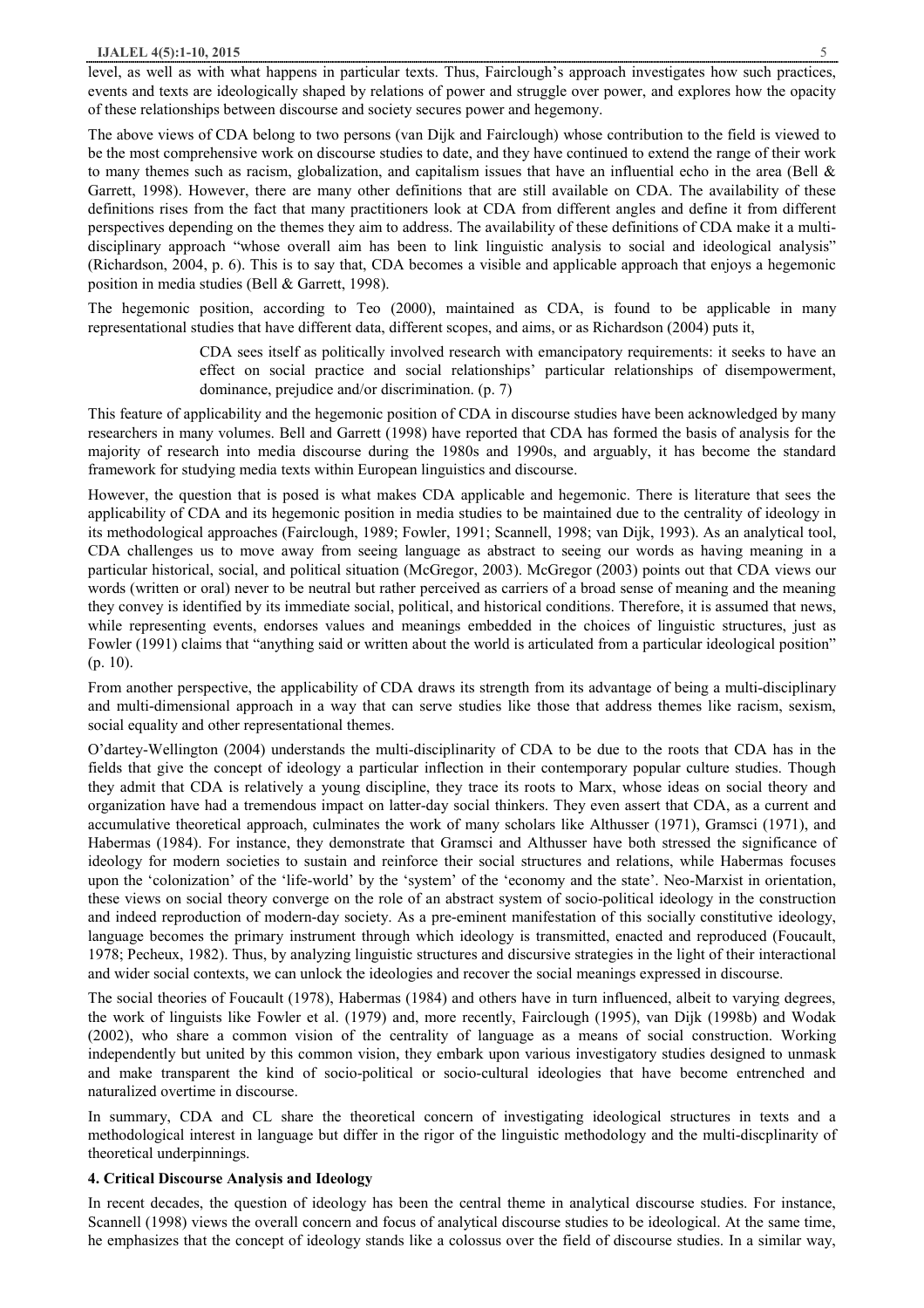level, as well as with what happens in particular texts. Thus, Fairclough's approach investigates how such practices, events and texts are ideologically shaped by relations of power and struggle over power, and explores how the opacity of these relationships between discourse and society secures power and hegemony.

The above views of CDA belong to two persons (van Dijk and Fairclough) whose contribution to the field is viewed to be the most comprehensive work on discourse studies to date, and they have continued to extend the range of their work to many themes such as racism, globalization, and capitalism issues that have an influential echo in the area (Bell & Garrett, 1998). However, there are many other definitions that are still available on CDA. The availability of these definitions rises from the fact that many practitioners look at CDA from different angles and define it from different perspectives depending on the themes they aim to address. The availability of these definitions of CDA make it a multi-disciplinary approach "whose overall aim has been to link linguistic analysis to social and ideological analysis" (Richardson, 2004, p. 6). This is to say that, CDA becomes a visible and applicable approach that enjoys a hegemonic position in media studies (Bell & Garrett, 1998).

The hegemonic position, according to Teo (2000), maintained as CDA, is found to be applicable in many representational studies that have different data, different scopes, and aims, or as Richardson (2004) puts it,

> CDA sees itself as politically involved research with emancipatory requirements: it seeks to have an effect on social practice and social relationships' particular relationships of disempowerment, dominance, prejudice and/or discrimination. (p. 7)

This feature of applicability and the hegemonic position of CDA in discourse studies have been acknowledged by many researchers in many volumes. Bell and Garrett (1998) have reported that CDA has formed the basis of analysis for the majority of research into media discourse during the 1980s and 1990s, and arguably, it has become the standard framework for studying media texts within European linguistics and discourse.

However, the question that is posed is what makes CDA applicable and hegemonic. There is literature that sees the applicability of CDA and its hegemonic position in media studies to be maintained due to the centrality of ideology in its methodological approaches (Fairclough, 1989; Fowler, 1991; Scannell, 1998; van Dijk, 1993). As an analytical tool, CDA challenges us to move away from seeing language as abstract to seeing our words as having meaning in a particular historical, social, and political situation (McGregor, 2003). McGregor (2003) points out that CDA views our words (written or oral) never to be neutral but rather perceived as carriers of a broad sense of meaning and the meaning they convey is identified by its immediate social, political, and historical conditions. Therefore, it is assumed that news, while representing events, endorses values and meanings embedded in the choices of linguistic structures, just as Fowler (1991) claims that "anything said or written about the world is articulated from a particular ideological position" (p. 10).

From another perspective, the applicability of CDA draws its strength from its advantage of being a multi-disciplinary and multi-dimensional approach in a way that can serve studies like those that address themes like racism, sexism, social equality and other representational themes.

O'dartey-Wellington (2004) understands the multi-disciplinarity of CDA to be due to the roots that CDA has in the fields that give the concept of ideology a particular inflection in their contemporary popular culture studies. Though they admit that CDA is relatively a young discipline, they trace its roots to Marx, whose ideas on social theory and organization have had a tremendous impact on latter-day social thinkers. They even assert that CDA, as a current and accumulative theoretical approach, culminates the work of many scholars like Althusser (1971), Gramsci (1971), and Habermas (1984). For instance, they demonstrate that Gramsci and Althusser have both stressed the significance of ideology for modern societies to sustain and reinforce their social structures and relations, while Habermas focuses upon the 'colonization' of the 'life-world' by the 'system' of the 'economy and the state'. Neo-Marxist in orientation, these views on social theory converge on the role of an abstract system of socio-political ideology in the construction and indeed reproduction of modern-day society. As a pre-eminent manifestation of this socially constitutive ideology, language becomes the primary instrument through which ideology is transmitted, enacted and reproduced (Foucault, 1978; Pecheux, 1982). Thus, by analyzing linguistic structures and discursive strategies in the light of their interactional and wider social contexts, we can unlock the ideologies and recover the social meanings expressed in discourse.

The social theories of Foucault (1978), Habermas (1984) and others have in turn influenced, albeit to varying degrees, the work of linguists like Fowler et al. (1979) and, more recently, Fairclough (1995), van Dijk (1998b) and Wodak (2002), who share a common vision of the centrality of language as a means of social construction. Working independently but united by this common vision, they embark upon various investigatory studies designed to unmask and make transparent the kind of socio-political or socio-cultural ideologies that have become entrenched and naturalized overtime in discourse.

In summary, CDA and CL share the theoretical concern of investigating ideological structures in texts and a methodological interest in language but differ in the rigor of the linguistic methodology and the multi-discplinarity of theoretical underpinnings.

## 4. Critical Discourse Analysis and Ideology

In recent decades, the question of ideology has been the central theme in analytical discourse studies. For instance, Scannell (1998) views the overall concern and focus of analytical discourse studies to be ideological. At the same time, he emphasizes that the concept of ideology stands like a colossus over the field of discourse studies. In a similar way,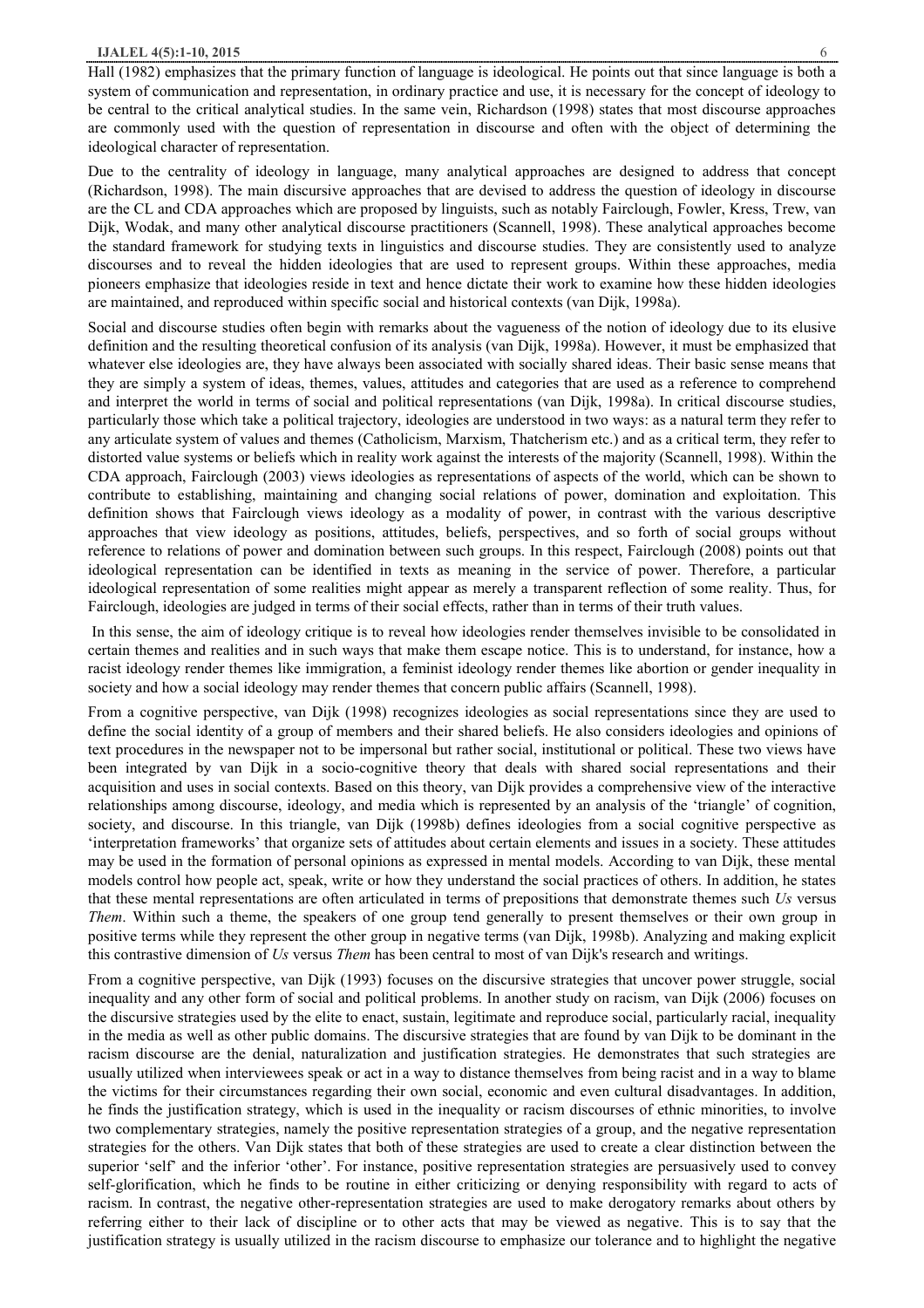Hall (1982) emphasizes that the primary function of language is ideological. He points out that since language is both a system of communication and representation, in ordinary practice and use, it is necessary for the concept of ideology to be central to the critical analytical studies. In the same vein, Richardson (1998) states that most discourse approaches are commonly used with the question of representation in discourse and often with the object of determining the ideological character of representation.

Due to the centrality of ideology in language, many analytical approaches are designed to address that concept (Richardson, 1998). The main discursive approaches that are devised to address the question of ideology in discourse are the CL and CDA approaches which are proposed by linguists, such as notably Fairclough, Fowler, Kress, Trew, van Dijk, Wodak, and many other analytical discourse practitioners (Scannell, 1998). These analytical approaches become the standard framework for studying texts in linguistics and discourse studies. They are consistently used to analyze discourses and to reveal the hidden ideologies that are used to represent groups. Within these approaches, media pioneers emphasize that ideologies reside in text and hence dictate their work to examine how these hidden ideologies are maintained, and reproduced within specific social and historical contexts (van Dijk, 1998a).

Social and discourse studies often begin with remarks about the vagueness of the notion of ideology due to its elusive definition and the resulting theoretical confusion of its analysis (van Dijk, 1998a). However, it must be emphasized that whatever else ideologies are, they have always been associated with socially shared ideas. Their basic sense means that they are simply a system of ideas, themes, values, attitudes and categories that are used as a reference to comprehend and interpret the world in terms of social and political representations (van Dijk, 1998a). In critical discourse studies, particularly those which take a political trajectory, ideologies are understood in two ways: as a natural term they refer to any articulate system of values and themes (Catholicism, Marxism, Thatcherism etc.) and as a critical term, they refer to distorted value systems or beliefs which in reality work against the interests of the majority (Scannell, 1998). Within the CDA approach, Fairclough (2003) views ideologies as representations of aspects of the world, which can be shown to contribute to establishing, maintaining and changing social relations of power, domination and exploitation. This definition shows that Fairclough views ideology as a modality of power, in contrast with the various descriptive approaches that view ideology as positions, attitudes, beliefs, perspectives, and so forth of social groups without reference to relations of power and domination between such groups. In this respect, Fairclough (2008) points out that ideological representation can be identified in texts as meaning in the service of power. Therefore, a particular ideological representation of some realities might appear as merely a transparent reflection of some reality. Thus, for Fairclough, ideologies are judged in terms of their social effects, rather than in terms of their truth values.

In this sense, the aim of ideology critique is to reveal how ideologies render themselves invisible to be consolidated in certain themes and realities and in such ways that make them escape notice. This is to understand, for instance, how a racist ideology render themes like immigration, a feminist ideology render themes like abortion or gender inequality in society and how a social ideology may render themes that concern public affairs (Scannell, 1998).

From a cognitive perspective, van Dijk (1998) recognizes ideologies as social representations since they are used to define the social identity of a group of members and their shared beliefs. He also considers ideologies and opinions of text procedures in the newspaper not to be impersonal but rather social, institutional or political. These two views have been integrated by van Dijk in a socio-cognitive theory that deals with shared social representations and their acquisition and uses in social contexts. Based on this theory, van Dijk provides a comprehensive view of the interactive relationships among discourse, ideology, and media which is represented by an analysis of the 'triangle' of cognition, society, and discourse. In this triangle, van Dijk (1998b) defines ideologies from a social cognitive perspective as 'interpretation frameworks' that organize sets of attitudes about certain elements and issues in a society. These attitudes may be used in the formation of personal opinions as expressed in mental models. According to van Dijk, these mental models control how people act, speak, write or how they understand the social practices of others. In addition, he states that these mental representations are often articulated in terms of prepositions that demonstrate themes such *Us* versus *Them*. Within such a theme, the speakers of one group tend generally to present themselves or their own group in positive terms while they represent the other group in negative terms (van Dijk, 1998b). Analyzing and making explicit this contrastive dimension of *Us* versus *Them* has been central to most of van Dijk's research and writings.

From a cognitive perspective, van Dijk (1993) focuses on the discursive strategies that uncover power struggle, social inequality and any other form of social and political problems. In another study on racism, van Dijk (2006) focuses on the discursive strategies used by the elite to enact, sustain, legitimate and reproduce social, particularly racial, inequality in the media as well as other public domains. The discursive strategies that are found by van Dijk to be dominant in the racism discourse are the denial, naturalization and justification strategies. He demonstrates that such strategies are usually utilized when interviewees speak or act in a way to distance themselves from being racist and in a way to blame the victims for their circumstances regarding their own social, economic and even cultural disadvantages. In addition, he finds the justification strategy, which is used in the inequality or racism discourses of ethnic minorities, to involve two complementary strategies, namely the positive representation strategies of a group, and the negative representation strategies for the others. Van Dijk states that both of these strategies are used to create a clear distinction between the superior 'self' and the inferior 'other'. For instance, positive representation strategies are persuasively used to convey self-glorification, which he finds to be routine in either criticizing or denying responsibility with regard to acts of racism. In contrast, the negative other-representation strategies are used to make derogatory remarks about others by referring either to their lack of discipline or to other acts that may be viewed as negative. This is to say that the justification strategy is usually utilized in the racism discourse to emphasize our tolerance and to highlight the negative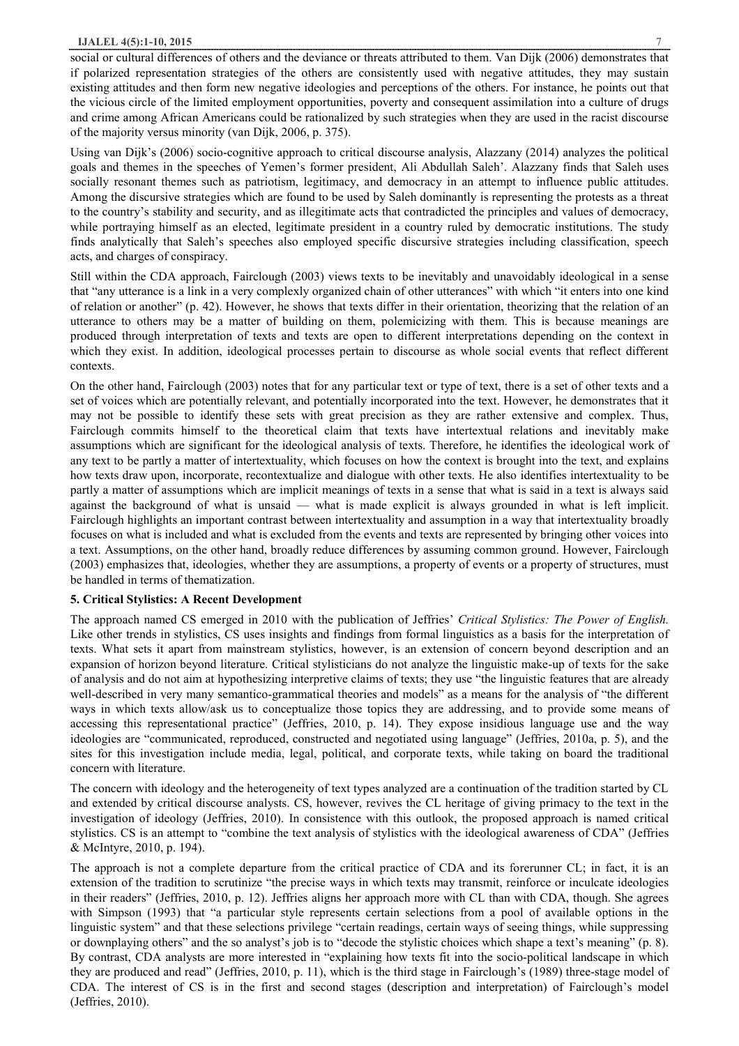social or cultural differences of others and the deviance or threats attributed to them. Van Dijk (2006) demonstrates that if polarized representation strategies of the others are consistently used with negative attitudes, they may sustain existing attitudes and then form new negative ideologies and perceptions of the others. For instance, he points out that the vicious circle of the limited employment opportunities, poverty and consequent assimilation into a culture of drugs and crime among African Americans could be rationalized by such strategies when they are used in the racist discourse of the majority versus minority (van Dijk, 2006, p. 375).

Using van Dijk's (2006) socio-cognitive approach to critical discourse analysis, Alazzany (2014) analyzes the political goals and themes in the speeches of Yemen's former president, Ali Abdullah Saleh'. Alazzany finds that Saleh uses socially resonant themes such as patriotism, legitimacy, and democracy in an attempt to influence public attitudes. Among the discursive strategies which are found to be used by Saleh dominantly is representing the protests as a threat to the country's stability and security, and as illegitimate acts that contradicted the principles and values of democracy, while portraying himself as an elected, legitimate president in a country ruled by democratic institutions. The study finds analytically that Saleh's speeches also employed specific discursive strategies including classification, speech acts, and charges of conspiracy.

Still within the CDA approach, Fairclough (2003) views texts to be inevitably and unavoidably ideological in a sense that "any utterance is a link in a very complexly organized chain of other utterances" with which "it enters into one kind of relation or another" (p. 42). However, he shows that texts differ in their orientation, theorizing that the relation of an utterance to others may be a matter of building on them, polemicizing with them. This is because meanings are produced through interpretation of texts and texts are open to different interpretations depending on the context in which they exist. In addition, ideological processes pertain to discourse as whole social events that reflect different contexts.

On the other hand, Fairclough (2003) notes that for any particular text or type of text, there is a set of other texts and a set of voices which are potentially relevant, and potentially incorporated into the text. However, he demonstrates that it may not be possible to identify these sets with great precision as they are rather extensive and complex. Thus, Fairclough commits himself to the theoretical claim that texts have intertextual relations and inevitably make assumptions which are significant for the ideological analysis of texts. Therefore, he identifies the ideological work of any text to be partly a matter of intertextuality, which focuses on how the context is brought into the text, and explains how texts draw upon, incorporate, recontextualize and dialogue with other texts. He also identifies intertextuality to be partly a matter of assumptions which are implicit meanings of texts in a sense that what is said in a text is always said against the background of what is unsaid — what is made explicit is always grounded in what is left implicit. Fairclough highlights an important contrast between intertextuality and assumption in a way that intertextuality broadly focuses on what is included and what is excluded from the events and texts are represented by bringing other voices into a text. Assumptions, on the other hand, broadly reduce differences by assuming common ground. However, Fairclough (2003) emphasizes that, ideologies, whether they are assumptions, a property of events or a property of structures, must be handled in terms of thematization.

### 5. Critical Stylistics: A Recent Development

The approach named CS emerged in 2010 with the publication of Jeffries' *Critical Stylistics: The Power of English.* Like other trends in stylistics, CS uses insights and findings from formal linguistics as a basis for the interpretation of texts. What sets it apart from mainstream stylistics, however, is an extension of concern beyond description and an expansion of horizon beyond literature. Critical stylisticians do not analyze the linguistic make-up of texts for the sake of analysis and do not aim at hypothesizing interpretive claims of texts; they use "the linguistic features that are already well-described in very many semantico-grammatical theories and models" as a means for the analysis of "the different ways in which texts allow/ask us to conceptualize those topics they are addressing, and to provide some means of accessing this representational practice" (Jeffries, 2010, p. 14). They expose insidious language use and the way ideologies are "communicated, reproduced, constructed and negotiated using language" (Jeffries, 2010a, p. 5), and the sites for this investigation include media, legal, political, and corporate texts, while taking on board the traditional concern with literature.

The concern with ideology and the heterogeneity of text types analyzed are a continuation of the tradition started by CL and extended by critical discourse analysts. CS, however, revives the CL heritage of giving primacy to the text in the investigation of ideology (Jeffries, 2010). In consistence with this outlook, the proposed approach is named critical stylistics. CS is an attempt to "combine the text analysis of stylistics with the ideological awareness of CDA" (Jeffries & McIntyre, 2010, p. 194).

The approach is not a complete departure from the critical practice of CDA and its forerunner CL; in fact, it is an extension of the tradition to scrutinize "the precise ways in which texts may transmit, reinforce or inculcate ideologies in their readers" (Jeffries, 2010, p. 12). Jeffries aligns her approach more with CL than with CDA, though. She agrees with Simpson (1993) that "a particular style represents certain selections from a pool of available options in the linguistic system" and that these selections privilege "certain readings, certain ways of seeing things, while suppressing or downplaying others" and the so analyst's job is to "decode the stylistic choices which shape a text's meaning" (p. 8). By contrast, CDA analysts are more interested in "explaining how texts fit into the socio-political landscape in which they are produced and read" (Jeffries, 2010, p. 11), which is the third stage in Fairclough's (1989) three-stage model of CDA. The interest of CS is in the first and second stages (description and interpretation) of Fairclough's model (Jeffries, 2010).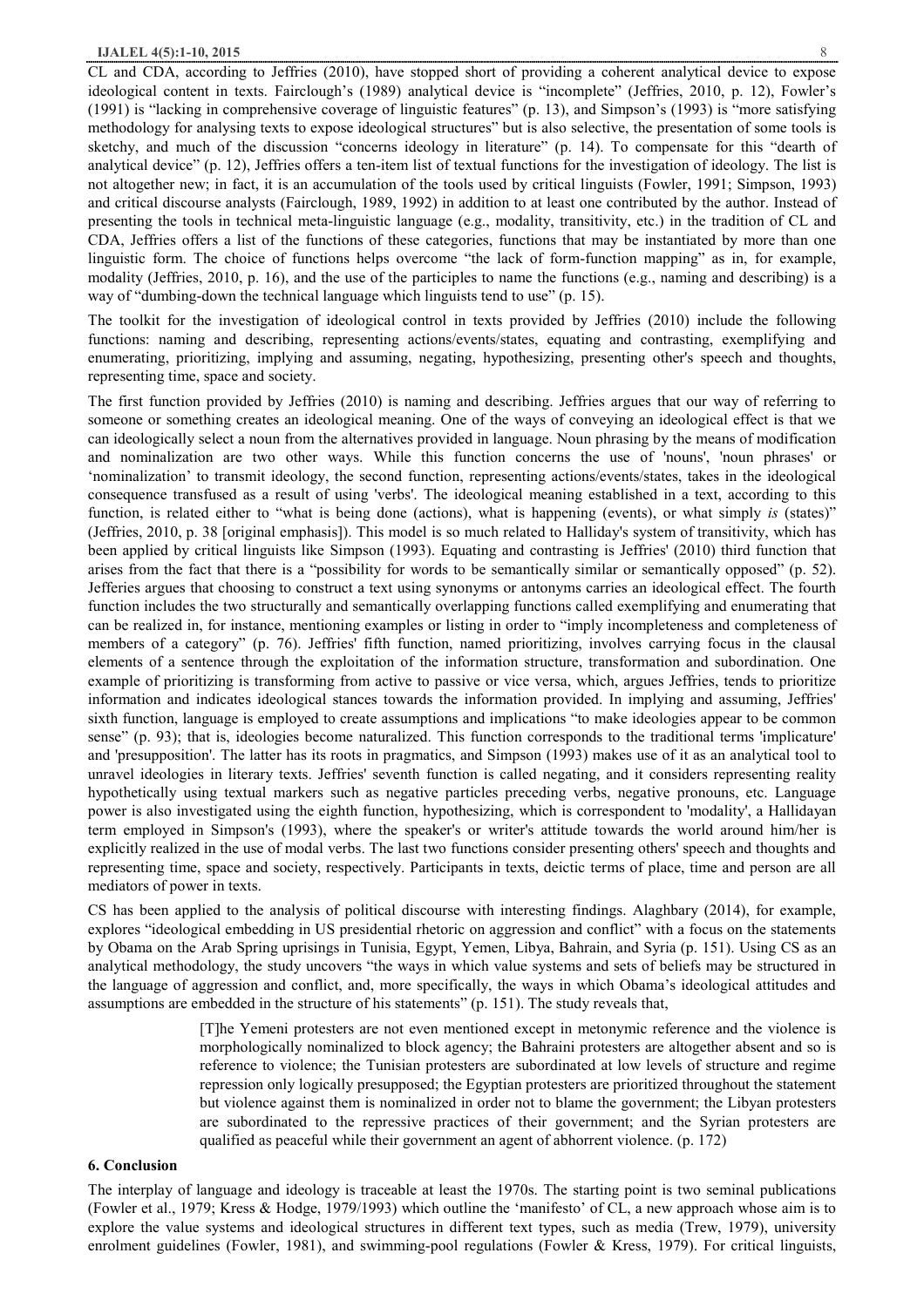CL and CDA, according to Jeffries (2010), have stopped short of providing a coherent analytical device to expose ideological content in texts. Fairclough's (1989) analytical device is "incomplete" (Jeffries, 2010, p. 12), Fowler's (1991) is "lacking in comprehensive coverage of linguistic features" (p. 13), and Simpson's (1993) is "more satisfying methodology for analysing texts to expose ideological structures" but is also selective, the presentation of some tools is sketchy, and much of the discussion "concerns ideology in literature" (p. 14). To compensate for this "dearth of analytical device" (p. 12), Jeffries offers a ten-item list of textual functions for the investigation of ideology. The list is not altogether new; in fact, it is an accumulation of the tools used by critical linguists (Fowler, 1991; Simpson, 1993) and critical discourse analysts (Fairclough, 1989, 1992) in addition to at least one contributed by the author. Instead of presenting the tools in technical meta-linguistic language (e.g., modality, transitivity, etc.) in the tradition of CL and CDA, Jeffries offers a list of the functions of these categories, functions that may be instantiated by more than one linguistic form. The choice of functions helps overcome "the lack of form-function mapping" as in, for example, modality (Jeffries, 2010, p. 16), and the use of the participles to name the functions (e.g., naming and describing) is a way of "dumbing-down the technical language which linguists tend to use" (p. 15).

The toolkit for the investigation of ideological control in texts provided by Jeffries (2010) include the following functions: naming and describing, representing actions/events/states, equating and contrasting, exemplifying and enumerating, prioritizing, implying and assuming, negating, hypothesizing, presenting other's speech and thoughts, representing time, space and society.

The first function provided by Jeffries (2010) is naming and describing. Jeffries argues that our way of referring to someone or something creates an ideological meaning. One of the ways of conveying an ideological effect is that we can ideologically select a noun from the alternatives provided in language. Noun phrasing by the means of modification and nominalization are two other ways. While this function concerns the use of 'nouns', 'noun phrases' or 'nominalization' to transmit ideology, the second function, representing actions/events/states, takes in the ideological consequence transfused as a result of using 'verbs'. The ideological meaning established in a text, according to this function, is related either to "what is being done (actions), what is happening (events), or what simply *is* (states)" (Jeffries, 2010, p. 38 [original emphasis]). This model is so much related to Halliday's system of transitivity, which has been applied by critical linguists like Simpson (1993). Equating and contrasting is Jeffries' (2010) third function that arises from the fact that there is a "possibility for words to be semantically similar or semantically opposed" (p. 52). Jefferies argues that choosing to construct a text using synonyms or antonyms carries an ideological effect. The fourth function includes the two structurally and semantically overlapping functions called exemplifying and enumerating that can be realized in, for instance, mentioning examples or listing in order to "imply incompleteness and completeness of members of a category" (p. 76). Jeffries' fifth function, named prioritizing, involves carrying focus in the clausal elements of a sentence through the exploitation of the information structure, transformation and subordination. One example of prioritizing is transforming from active to passive or vice versa, which, argues Jeffries, tends to prioritize information and indicates ideological stances towards the information provided. In implying and assuming, Jeffries' sixth function, language is employed to create assumptions and implications "to make ideologies appear to be common sense" (p. 93); that is, ideologies become naturalized. This function corresponds to the traditional terms 'implicature' and 'presupposition'. The latter has its roots in pragmatics, and Simpson (1993) makes use of it as an analytical tool to unravel ideologies in literary texts. Jeffries' seventh function is called negating, and it considers representing reality hypothetically using textual markers such as negative particles preceding verbs, negative pronouns, etc. Language power is also investigated using the eighth function, hypothesizing, which is correspondent to 'modality', a Hallidayan term employed in Simpson's (1993), where the speaker's or writer's attitude towards the world around him/her is explicitly realized in the use of modal verbs. The last two functions consider presenting others' speech and thoughts and representing time, space and society, respectively. Participants in texts, deictic terms of place, time and person are all mediators of power in texts.

CS has been applied to the analysis of political discourse with interesting findings. Alaghbary (2014), for example, explores "ideological embedding in US presidential rhetoric on aggression and conflict" with a focus on the statements by Obama on the Arab Spring uprisings in Tunisia, Egypt, Yemen, Libya, Bahrain, and Syria (p. 151). Using CS as an analytical methodology, the study uncovers "the ways in which value systems and sets of beliefs may be structured in the language of aggression and conflict, and, more specifically, the ways in which Obama's ideological attitudes and assumptions are embedded in the structure of his statements" (p. 151). The study reveals that,

> [T]he Yemeni protesters are not even mentioned except in metonymic reference and the violence is morphologically nominalized to block agency; the Bahraini protesters are altogether absent and so is reference to violence; the Tunisian protesters are subordinated at low levels of structure and regime repression only logically presupposed; the Egyptian protesters are prioritized throughout the statement but violence against them is nominalized in order not to blame the government; the Libyan protesters are subordinated to the repressive practices of their government; and the Syrian protesters are qualified as peaceful while their government an agent of abhorrent violence. (p. 172)

## 6. Conclusion

The interplay of language and ideology is traceable at least the 1970s. The starting point is two seminal publications (Fowler et al., 1979; Kress & Hodge, 1979/1993) which outline the 'manifesto' of CL, a new approach whose aim is to explore the value systems and ideological structures in different text types, such as media (Trew, 1979), university enrolment guidelines (Fowler, 1981), and swimming-pool regulations (Fowler & Kress, 1979). For critical linguists,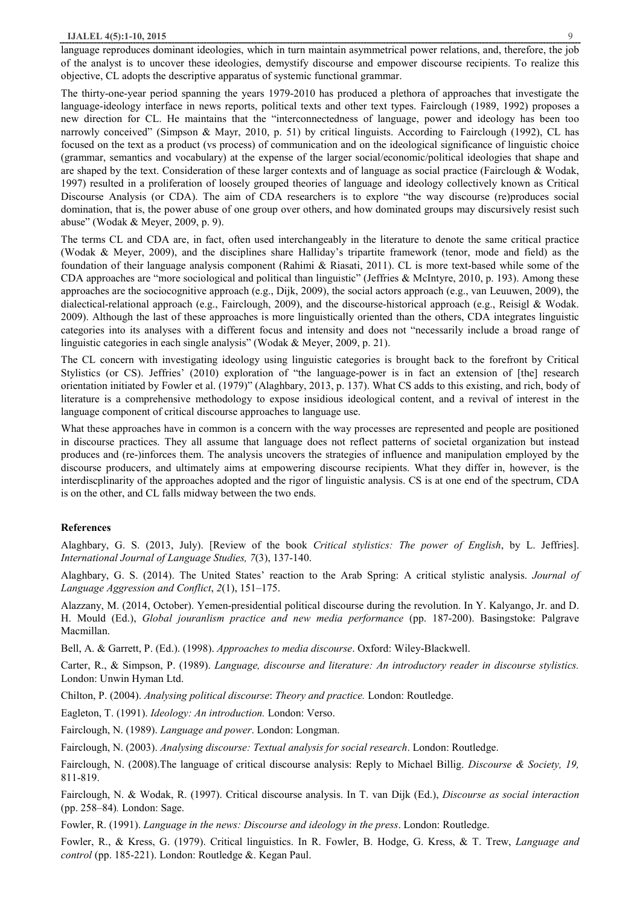language reproduces dominant ideologies, which in turn maintain asymmetrical power relations, and, therefore, the job of the analyst is to uncover these ideologies, demystify discourse and empower discourse recipients. To realize this objective, CL adopts the descriptive apparatus of systemic functional grammar.

The thirty-one-year period spanning the years 1979-2010 has produced a plethora of approaches that investigate the language-ideology interface in news reports, political texts and other text types. Fairclough (1989, 1992) proposes a new direction for CL. He maintains that the "interconnectedness of language, power and ideology has been too narrowly conceived" (Simpson & Mayr, 2010, p. 51) by critical linguists. According to Fairclough (1992), CL has focused on the text as a product (vs process) of communication and on the ideological significance of linguistic choice (grammar, semantics and vocabulary) at the expense of the larger social/economic/political ideologies that shape and are shaped by the text. Consideration of these larger contexts and of language as social practice (Fairclough & Wodak, 1997) resulted in a proliferation of loosely grouped theories of language and ideology collectively known as Critical Discourse Analysis (or CDA). The aim of CDA researchers is to explore "the way discourse (re)produces social domination, that is, the power abuse of one group over others, and how dominated groups may discursively resist such abuse" (Wodak & Meyer, 2009, p. 9).

The terms CL and CDA are, in fact, often used interchangeably in the literature to denote the same critical practice (Wodak & Meyer, 2009), and the disciplines share Halliday's tripartite framework (tenor, mode and field) as the foundation of their language analysis component (Rahimi & Riasati, 2011). CL is more text-based while some of the CDA approaches are "more sociological and political than linguistic" (Jeffries & McIntyre, 2010, p. 193). Among these approaches are the sociocognitive approach (e.g., Dijk, 2009), the social actors approach (e.g., van Leuuwen, 2009), the dialectical-relational approach (e.g., Fairclough, 2009), and the discourse-historical approach (e.g., Reisigl & Wodak. 2009). Although the last of these approaches is more linguistically oriented than the others, CDA integrates linguistic categories into its analyses with a different focus and intensity and does not "necessarily include a broad range of linguistic categories in each single analysis" (Wodak & Meyer, 2009, p. 21).

The CL concern with investigating ideology using linguistic categories is brought back to the forefront by Critical Stylistics (or CS). Jeffries' (2010) exploration of "the language-power is in fact an extension of [the] research orientation initiated by Fowler et al. (1979)" (Alaghbary, 2013, p. 137). What CS adds to this existing, and rich, body of literature is a comprehensive methodology to expose insidious ideological content, and a revival of interest in the language component of critical discourse approaches to language use.

What these approaches have in common is a concern with the way processes are represented and people are positioned in discourse practices. They all assume that language does not reflect patterns of societal organization but instead produces and (re-)inforces them. The analysis uncovers the strategies of influence and manipulation employed by the discourse producers, and ultimately aims at empowering discourse recipients. What they differ in, however, is the interdiscplinarity of the approaches adopted and the rigor of linguistic analysis. CS is at one end of the spectrum, CDA is on the other, and CL falls midway between the two ends.

## References

Alaghbary, G. S. (2013, July). [Review of the book *Critical stylistics: The power of English*, by L. Jeffries]. *International Journal of Language Studies, 7*(3), 137-140.

Alaghbary, G. S. (2014). The United States' reaction to the Arab Spring: A critical stylistic analysis. *Journal of Language Aggression and Conflict*, *2*(1), 151–175.

Alazzany, M. (2014, October). Yemen-presidential political discourse during the revolution. In Y. Kalyango, Jr. and D. H. Mould (Ed.), *Global jouranlism practice and new media performance* (pp. 187-200). Basingstoke: Palgrave Macmillan.

Bell, A. & Garrett, P. (Ed.). (1998). *Approaches to media discourse*. Oxford: Wiley-Blackwell.

Carter, R., & Simpson, P. (1989). *Language, discourse and literature: An introductory reader in discourse stylistics.* London: Unwin Hyman Ltd.

Chilton, P. (2004). *Analysing political discourse*: *Theory and practice.* London: Routledge.

Eagleton, T. (1991). *Ideology: An introduction.* London: Verso.

Fairclough, N. (1989). *Language and power*. London: Longman.

Fairclough, N. (2003). *Analysing discourse: Textual analysis for social research*. London: Routledge.

Fairclough, N. (2008).The language of critical discourse analysis: Reply to Michael Billig. *Discourse & Society, 19,* 811-819.

Fairclough, N. & Wodak, R. (1997). Critical discourse analysis. In T. van Dijk (Ed.), *Discourse as social interaction* (pp. 258–84)*.* London: Sage.

Fowler, R. (1991). *Language in the news: Discourse and ideology in the press*. London: Routledge.

Fowler, R., & Kress, G. (1979). Critical linguistics. In R. Fowler, B. Hodge, G. Kress, & T. Trew, *Language and control* (pp. 185-221). London: Routledge &. Kegan Paul.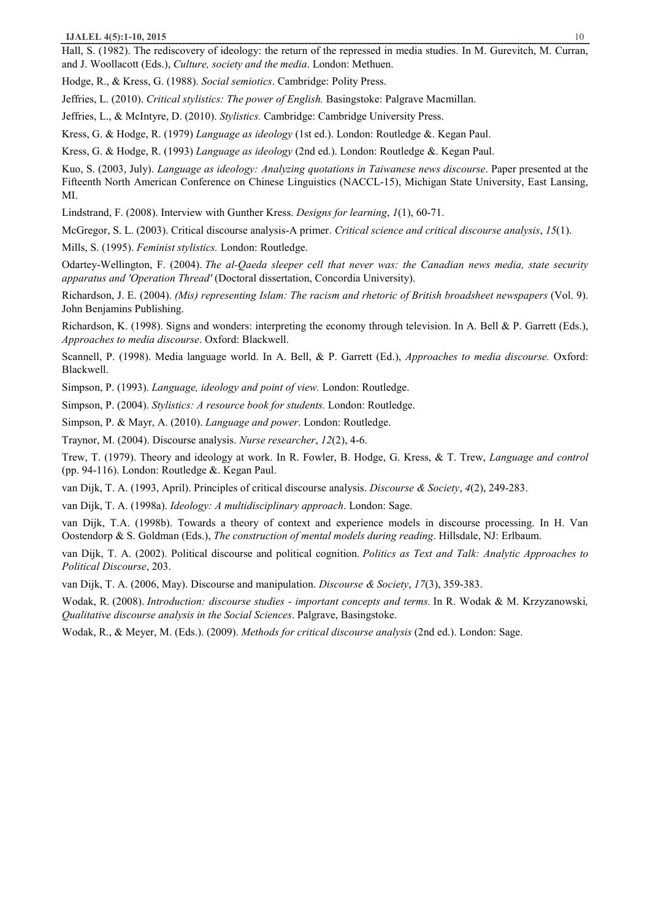Hall, S. (1982). The rediscovery of ideology: the return of the repressed in media studies. In M. Gurevitch, M. Curran, and J. Woollacott (Eds.), *Culture, society and the media*. London: Methuen.

Hodge, R., & Kress, G. (1988). *Social semiotics*. Cambridge: Polity Press.

Jeffries, L. (2010). *Critical stylistics: The power of English.* Basingstoke: Palgrave Macmillan.

Jeffries, L., & McIntyre, D. (2010). *Stylistics.* Cambridge: Cambridge University Press.

Kress, G. & Hodge, R. (1979) *Language as ideology* (1st ed.). London: Routledge &. Kegan Paul.

Kress, G. & Hodge, R. (1993) *Language as ideology* (2nd ed.). London: Routledge &. Kegan Paul.

Kuo, S. (2003, July). *Language as ideology: Analyzing quotations in Taiwanese news discourse*. Paper presented at the Fifteenth North American Conference on Chinese Linguistics (NACCL-15), Michigan State University, East Lansing, MI.

Lindstrand, F. (2008). Interview with Gunther Kress. *Designs for learning*, *1*(1), 60-71.

McGregor, S. L. (2003). Critical discourse analysis-A primer. *Critical science and critical discourse analysis*, *15*(1).

Mills, S. (1995). *Feminist stylistics.* London: Routledge.

Odartey-Wellington, F. (2004). *The al-Qaeda sleeper cell that never was: the Canadian news media, state security apparatus and 'Operation Thread'* (Doctoral dissertation, Concordia University).

Richardson, J. E. (2004). *(Mis) representing Islam: The racism and rhetoric of British broadsheet newspapers* (Vol. 9). John Benjamins Publishing.

Richardson, K. (1998). Signs and wonders: interpreting the economy through television. In A. Bell & P. Garrett (Eds.), *Approaches to media discourse*. Oxford: Blackwell.

Scannell, P. (1998). Media language world. In A. Bell, & P. Garrett (Ed.), *Approaches to media discourse.* Oxford: Blackwell.

Simpson, P. (1993). *Language, ideology and point of view.* London: Routledge.

Simpson, P. (2004). *Stylistics: A resource book for students.* London: Routledge.

Simpson, P. & Mayr, A. (2010). *Language and power*. London: Routledge.

Traynor, M. (2004). Discourse analysis. *Nurse researcher*, *12*(2), 4-6.

Trew, T. (1979). Theory and ideology at work. In R. Fowler, B. Hodge, G. Kress, & T. Trew, *Language and control* (pp. 94-116). London: Routledge &. Kegan Paul.

van Dijk, T. A. (1993, April). Principles of critical discourse analysis. *Discourse & Society*, *4*(2), 249-283.

van Dijk, T. A. (1998a). *Ideology: A multidisciplinary approach*. London: Sage.

van Dijk, T.A. (1998b). Towards a theory of context and experience models in discourse processing. In H. Van Oostendorp & S. Goldman (Eds.), *The construction of mental models during reading*. Hillsdale, NJ: Erlbaum.

van Dijk, T. A. (2002). Political discourse and political cognition. *Politics as Text and Talk: Analytic Approaches to Political Discourse*, 203.

van Dijk, T. A. (2006, May). Discourse and manipulation. *Discourse & Society*, *17*(3), 359-383.

Wodak, R. (2008). *Introduction: discourse studies - important concepts and terms.* In R. Wodak & M. Krzyzanowski*, Qualitative discourse analysis in the Social Sciences*. Palgrave, Basingstoke.

Wodak, R., & Meyer, M. (Eds.). (2009). *Methods for critical discourse analysis* (2nd ed.). London: Sage.